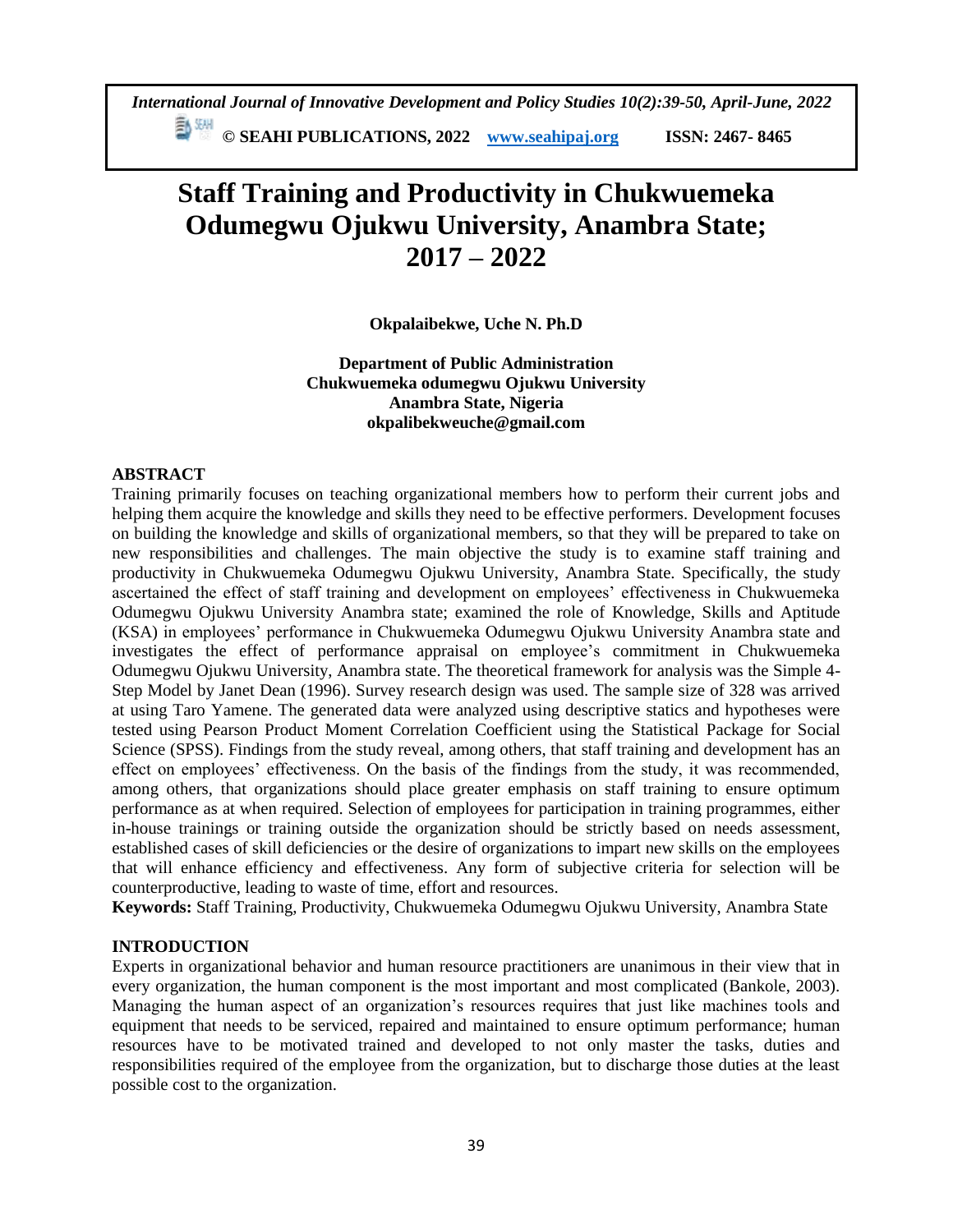# Staff Training and Productivity in Chukwuemeka Odumegwu Ojukwu University, Anambra State; 2017 – 2022

**Okpalaibekwe, Uche N. Ph.D**

**Department of Public Administration**
**Chukwuemeka odumegwu Ojukwu University**
**Anambra State, Nigeria**
**okpalibekweuche@gmail.com**

## ABSTRACT

Training primarily focuses on teaching organizational members how to perform their current jobs and helping them acquire the knowledge and skills they need to be effective performers. Development focuses on building the knowledge and skills of organizational members, so that they will be prepared to take on new responsibilities and challenges. The main objective the study is to examine staff training and productivity in Chukwuemeka Odumegwu Ojukwu University, Anambra State. Specifically, the study ascertained the effect of staff training and development on employees' effectiveness in Chukwuemeka Odumegwu Ojukwu University Anambra state; examined the role of Knowledge, Skills and Aptitude (KSA) in employees' performance in Chukwuemeka Odumegwu Ojukwu University Anambra state and investigates the effect of performance appraisal on employee's commitment in Chukwuemeka Odumegwu Ojukwu University, Anambra state. The theoretical framework for analysis was the Simple 4-Step Model by Janet Dean (1996). Survey research design was used. The sample size of 328 was arrived at using Taro Yamene. The generated data were analyzed using descriptive statics and hypotheses were tested using Pearson Product Moment Correlation Coefficient using the Statistical Package for Social Science (SPSS). Findings from the study reveal, among others, that staff training and development has an effect on employees' effectiveness. On the basis of the findings from the study, it was recommended, among others, that organizations should place greater emphasis on staff training to ensure optimum performance as at when required. Selection of employees for participation in training programmes, either in-house trainings or training outside the organization should be strictly based on needs assessment, established cases of skill deficiencies or the desire of organizations to impart new skills on the employees that will enhance efficiency and effectiveness. Any form of subjective criteria for selection will be counterproductive, leading to waste of time, effort and resources.

**Keywords:** Staff Training, Productivity, Chukwuemeka Odumegwu Ojukwu University, Anambra State

## INTRODUCTION

Experts in organizational behavior and human resource practitioners are unanimous in their view that in every organization, the human component is the most important and most complicated (Bankole, 2003). Managing the human aspect of an organization's resources requires that just like machines tools and equipment that needs to be serviced, repaired and maintained to ensure optimum performance; human resources have to be motivated trained and developed to not only master the tasks, duties and responsibilities required of the employee from the organization, but to discharge those duties at the least possible cost to the organization.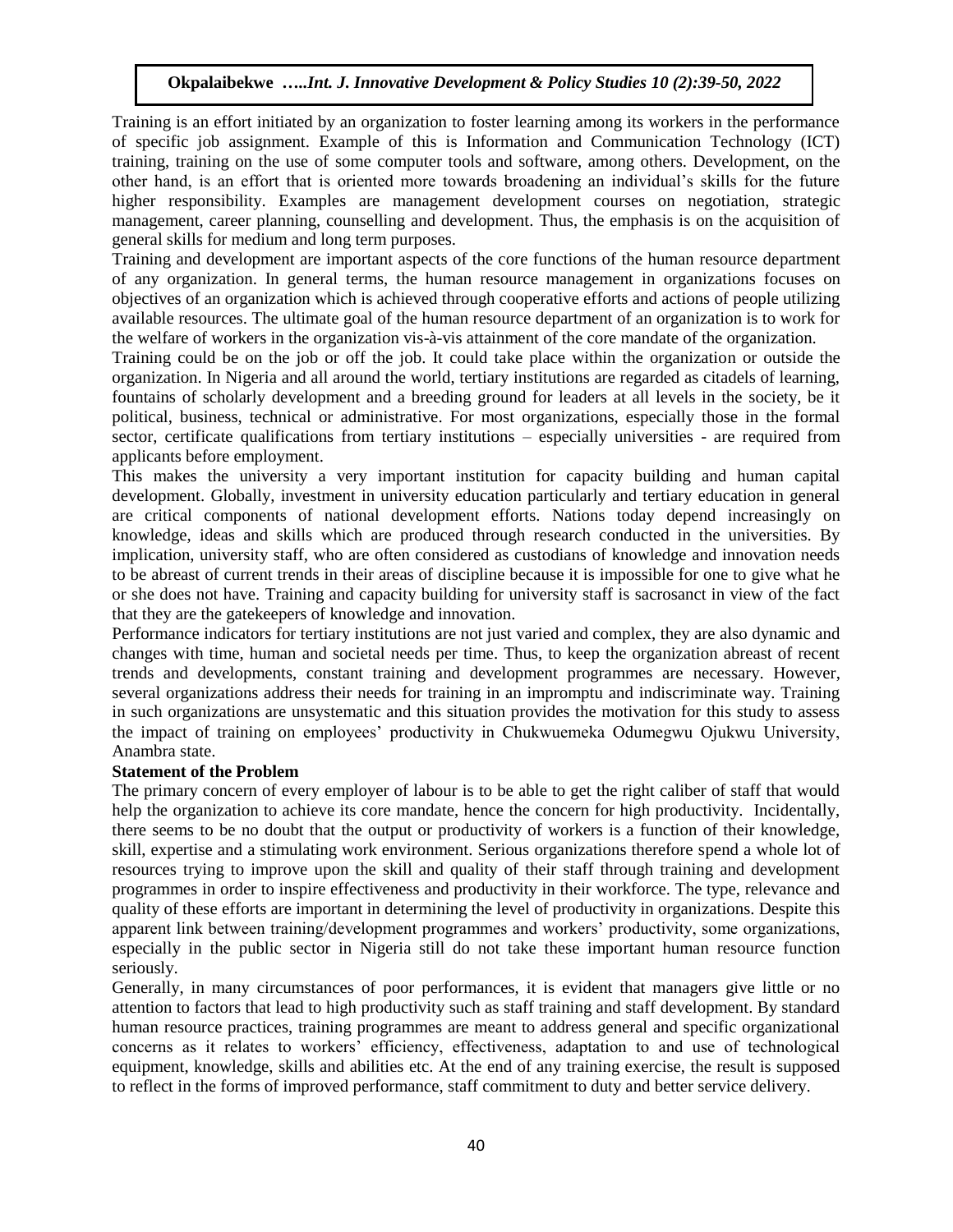Training is an effort initiated by an organization to foster learning among its workers in the performance of specific job assignment. Example of this is Information and Communication Technology (ICT) training, training on the use of some computer tools and software, among others. Development, on the other hand, is an effort that is oriented more towards broadening an individual's skills for the future higher responsibility. Examples are management development courses on negotiation, strategic management, career planning, counselling and development. Thus, the emphasis is on the acquisition of general skills for medium and long term purposes.

Training and development are important aspects of the core functions of the human resource department of any organization. In general terms, the human resource management in organizations focuses on objectives of an organization which is achieved through cooperative efforts and actions of people utilizing available resources. The ultimate goal of the human resource department of an organization is to work for the welfare of workers in the organization vis-à-vis attainment of the core mandate of the organization.

Training could be on the job or off the job. It could take place within the organization or outside the organization. In Nigeria and all around the world, tertiary institutions are regarded as citadels of learning, fountains of scholarly development and a breeding ground for leaders at all levels in the society, be it political, business, technical or administrative. For most organizations, especially those in the formal sector, certificate qualifications from tertiary institutions – especially universities - are required from applicants before employment.

This makes the university a very important institution for capacity building and human capital development. Globally, investment in university education particularly and tertiary education in general are critical components of national development efforts. Nations today depend increasingly on knowledge, ideas and skills which are produced through research conducted in the universities. By implication, university staff, who are often considered as custodians of knowledge and innovation needs to be abreast of current trends in their areas of discipline because it is impossible for one to give what he or she does not have. Training and capacity building for university staff is sacrosanct in view of the fact that they are the gatekeepers of knowledge and innovation.

Performance indicators for tertiary institutions are not just varied and complex, they are also dynamic and changes with time, human and societal needs per time. Thus, to keep the organization abreast of recent trends and developments, constant training and development programmes are necessary. However, several organizations address their needs for training in an impromptu and indiscriminate way. Training in such organizations are unsystematic and this situation provides the motivation for this study to assess the impact of training on employees' productivity in Chukwuemeka Odumegwu Ojukwu University, Anambra state.

**Statement of the Problem**

The primary concern of every employer of labour is to be able to get the right caliber of staff that would help the organization to achieve its core mandate, hence the concern for high productivity. Incidentally, there seems to be no doubt that the output or productivity of workers is a function of their knowledge, skill, expertise and a stimulating work environment. Serious organizations therefore spend a whole lot of resources trying to improve upon the skill and quality of their staff through training and development programmes in order to inspire effectiveness and productivity in their workforce. The type, relevance and quality of these efforts are important in determining the level of productivity in organizations. Despite this apparent link between training/development programmes and workers' productivity, some organizations, especially in the public sector in Nigeria still do not take these important human resource function seriously.

Generally, in many circumstances of poor performances, it is evident that managers give little or no attention to factors that lead to high productivity such as staff training and staff development. By standard human resource practices, training programmes are meant to address general and specific organizational concerns as it relates to workers' efficiency, effectiveness, adaptation to and use of technological equipment, knowledge, skills and abilities etc. At the end of any training exercise, the result is supposed to reflect in the forms of improved performance, staff commitment to duty and better service delivery.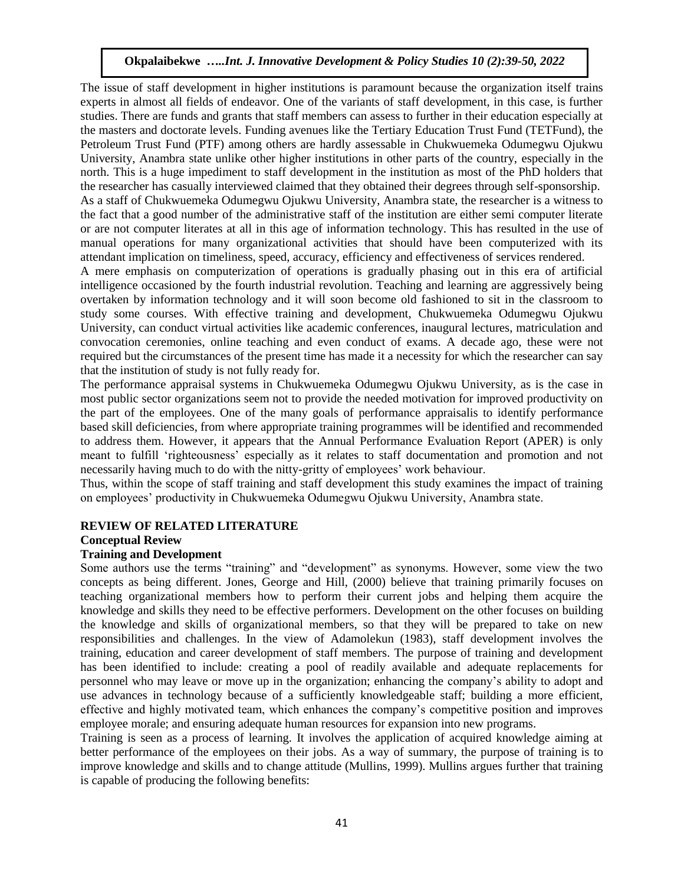The issue of staff development in higher institutions is paramount because the organization itself trains experts in almost all fields of endeavor. One of the variants of staff development, in this case, is further studies. There are funds and grants that staff members can assess to further in their education especially at the masters and doctorate levels. Funding avenues like the Tertiary Education Trust Fund (TETFund), the Petroleum Trust Fund (PTF) among others are hardly assessable in Chukwuemeka Odumegwu Ojukwu University, Anambra state unlike other higher institutions in other parts of the country, especially in the north. This is a huge impediment to staff development in the institution as most of the PhD holders that the researcher has casually interviewed claimed that they obtained their degrees through self-sponsorship.

As a staff of Chukwuemeka Odumegwu Ojukwu University, Anambra state, the researcher is a witness to the fact that a good number of the administrative staff of the institution are either semi computer literate or are not computer literates at all in this age of information technology. This has resulted in the use of manual operations for many organizational activities that should have been computerized with its attendant implication on timeliness, speed, accuracy, efficiency and effectiveness of services rendered.

A mere emphasis on computerization of operations is gradually phasing out in this era of artificial intelligence occasioned by the fourth industrial revolution. Teaching and learning are aggressively being overtaken by information technology and it will soon become old fashioned to sit in the classroom to study some courses. With effective training and development, Chukwuemeka Odumegwu Ojukwu University, can conduct virtual activities like academic conferences, inaugural lectures, matriculation and convocation ceremonies, online teaching and even conduct of exams. A decade ago, these were not required but the circumstances of the present time has made it a necessity for which the researcher can say that the institution of study is not fully ready for.

The performance appraisal systems in Chukwuemeka Odumegwu Ojukwu University, as is the case in most public sector organizations seem not to provide the needed motivation for improved productivity on the part of the employees. One of the many goals of performance appraisalis to identify performance based skill deficiencies, from where appropriate training programmes will be identified and recommended to address them. However, it appears that the Annual Performance Evaluation Report (APER) is only meant to fulfill 'righteousness' especially as it relates to staff documentation and promotion and not necessarily having much to do with the nitty-gritty of employees' work behaviour.

Thus, within the scope of staff training and staff development this study examines the impact of training on employees' productivity in Chukwuemeka Odumegwu Ojukwu University, Anambra state.

## REVIEW OF RELATED LITERATURE

### Conceptual Review

#### Training and Development

Some authors use the terms "training" and "development" as synonyms. However, some view the two concepts as being different. Jones, George and Hill, (2000) believe that training primarily focuses on teaching organizational members how to perform their current jobs and helping them acquire the knowledge and skills they need to be effective performers. Development on the other focuses on building the knowledge and skills of organizational members, so that they will be prepared to take on new responsibilities and challenges. In the view of Adamolekun (1983), staff development involves the training, education and career development of staff members. The purpose of training and development has been identified to include: creating a pool of readily available and adequate replacements for personnel who may leave or move up in the organization; enhancing the company's ability to adopt and use advances in technology because of a sufficiently knowledgeable staff; building a more efficient, effective and highly motivated team, which enhances the company's competitive position and improves employee morale; and ensuring adequate human resources for expansion into new programs.

Training is seen as a process of learning. It involves the application of acquired knowledge aiming at better performance of the employees on their jobs. As a way of summary, the purpose of training is to improve knowledge and skills and to change attitude (Mullins, 1999). Mullins argues further that training is capable of producing the following benefits: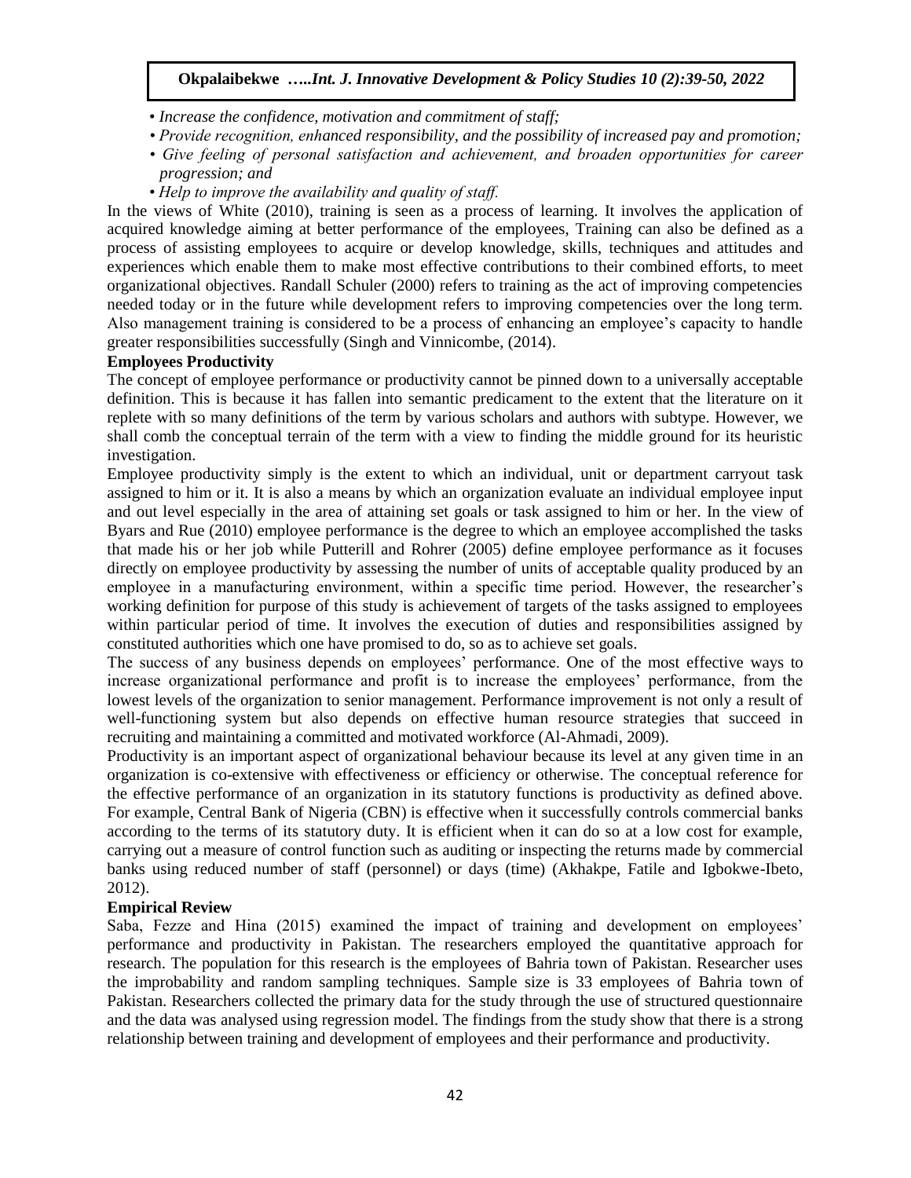- *Increase the confidence, motivation and commitment of staff;*
- *Provide recognition, enhanced responsibility, and the possibility of increased pay and promotion;*
- *Give feeling of personal satisfaction and achievement, and broaden opportunities for career progression; and*
- *Help to improve the availability and quality of staff.*

In the views of White (2010), training is seen as a process of learning. It involves the application of acquired knowledge aiming at better performance of the employees, Training can also be defined as a process of assisting employees to acquire or develop knowledge, skills, techniques and attitudes and experiences which enable them to make most effective contributions to their combined efforts, to meet organizational objectives. Randall Schuler (2000) refers to training as the act of improving competencies needed today or in the future while development refers to improving competencies over the long term. Also management training is considered to be a process of enhancing an employee's capacity to handle greater responsibilities successfully (Singh and Vinnicombe, (2014).

**Employees Productivity**

The concept of employee performance or productivity cannot be pinned down to a universally acceptable definition. This is because it has fallen into semantic predicament to the extent that the literature on it replete with so many definitions of the term by various scholars and authors with subtype. However, we shall comb the conceptual terrain of the term with a view to finding the middle ground for its heuristic investigation.

Employee productivity simply is the extent to which an individual, unit or department carryout task assigned to him or it. It is also a means by which an organization evaluate an individual employee input and out level especially in the area of attaining set goals or task assigned to him or her. In the view of Byars and Rue (2010) employee performance is the degree to which an employee accomplished the tasks that made his or her job while Putterill and Rohrer (2005) define employee performance as it focuses directly on employee productivity by assessing the number of units of acceptable quality produced by an employee in a manufacturing environment, within a specific time period. However, the researcher's working definition for purpose of this study is achievement of targets of the tasks assigned to employees within particular period of time. It involves the execution of duties and responsibilities assigned by constituted authorities which one have promised to do, so as to achieve set goals.

The success of any business depends on employees' performance. One of the most effective ways to increase organizational performance and profit is to increase the employees' performance, from the lowest levels of the organization to senior management. Performance improvement is not only a result of well-functioning system but also depends on effective human resource strategies that succeed in recruiting and maintaining a committed and motivated workforce (Al-Ahmadi, 2009).

Productivity is an important aspect of organizational behaviour because its level at any given time in an organization is co-extensive with effectiveness or efficiency or otherwise. The conceptual reference for the effective performance of an organization in its statutory functions is productivity as defined above. For example, Central Bank of Nigeria (CBN) is effective when it successfully controls commercial banks according to the terms of its statutory duty. It is efficient when it can do so at a low cost for example, carrying out a measure of control function such as auditing or inspecting the returns made by commercial banks using reduced number of staff (personnel) or days (time) (Akhakpe, Fatile and Igbokwe-Ibeto, 2012).

**Empirical Review**

Saba, Fezze and Hina (2015) examined the impact of training and development on employees' performance and productivity in Pakistan. The researchers employed the quantitative approach for research. The population for this research is the employees of Bahria town of Pakistan. Researcher uses the improbability and random sampling techniques. Sample size is 33 employees of Bahria town of Pakistan. Researchers collected the primary data for the study through the use of structured questionnaire and the data was analysed using regression model. The findings from the study show that there is a strong relationship between training and development of employees and their performance and productivity.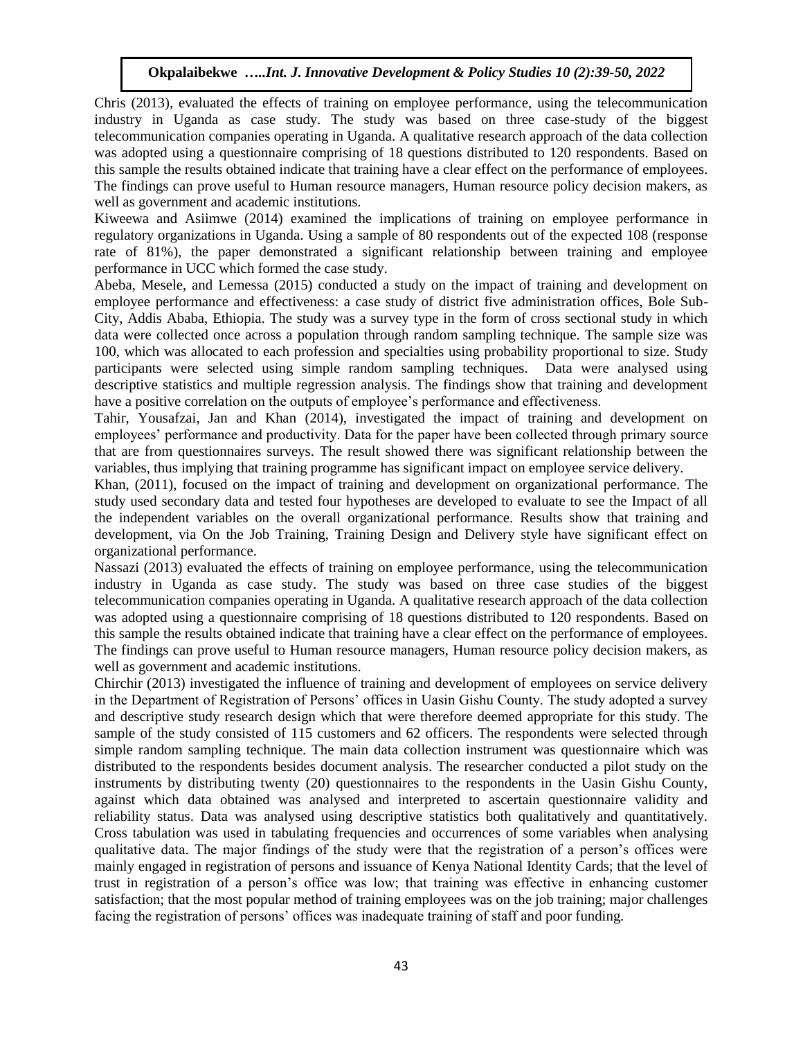Chris (2013), evaluated the effects of training on employee performance, using the telecommunication industry in Uganda as case study. The study was based on three case-study of the biggest telecommunication companies operating in Uganda. A qualitative research approach of the data collection was adopted using a questionnaire comprising of 18 questions distributed to 120 respondents. Based on this sample the results obtained indicate that training have a clear effect on the performance of employees. The findings can prove useful to Human resource managers, Human resource policy decision makers, as well as government and academic institutions.

Kiweewa and Asiimwe (2014) examined the implications of training on employee performance in regulatory organizations in Uganda. Using a sample of 80 respondents out of the expected 108 (response rate of 81%), the paper demonstrated a significant relationship between training and employee performance in UCC which formed the case study.

Abeba, Mesele, and Lemessa (2015) conducted a study on the impact of training and development on employee performance and effectiveness: a case study of district five administration offices, Bole Sub-City, Addis Ababa, Ethiopia. The study was a survey type in the form of cross sectional study in which data were collected once across a population through random sampling technique. The sample size was 100, which was allocated to each profession and specialties using probability proportional to size. Study participants were selected using simple random sampling techniques. Data were analysed using descriptive statistics and multiple regression analysis. The findings show that training and development have a positive correlation on the outputs of employee's performance and effectiveness.

Tahir, Yousafzai, Jan and Khan (2014), investigated the impact of training and development on employees' performance and productivity. Data for the paper have been collected through primary source that are from questionnaires surveys. The result showed there was significant relationship between the variables, thus implying that training programme has significant impact on employee service delivery.

Khan, (2011), focused on the impact of training and development on organizational performance. The study used secondary data and tested four hypotheses are developed to evaluate to see the Impact of all the independent variables on the overall organizational performance. Results show that training and development, via On the Job Training, Training Design and Delivery style have significant effect on organizational performance.

Nassazi (2013) evaluated the effects of training on employee performance, using the telecommunication industry in Uganda as case study. The study was based on three case studies of the biggest telecommunication companies operating in Uganda. A qualitative research approach of the data collection was adopted using a questionnaire comprising of 18 questions distributed to 120 respondents. Based on this sample the results obtained indicate that training have a clear effect on the performance of employees. The findings can prove useful to Human resource managers, Human resource policy decision makers, as well as government and academic institutions.

Chirchir (2013) investigated the influence of training and development of employees on service delivery in the Department of Registration of Persons' offices in Uasin Gishu County. The study adopted a survey and descriptive study research design which that were therefore deemed appropriate for this study. The sample of the study consisted of 115 customers and 62 officers. The respondents were selected through simple random sampling technique. The main data collection instrument was questionnaire which was distributed to the respondents besides document analysis. The researcher conducted a pilot study on the instruments by distributing twenty (20) questionnaires to the respondents in the Uasin Gishu County, against which data obtained was analysed and interpreted to ascertain questionnaire validity and reliability status. Data was analysed using descriptive statistics both qualitatively and quantitatively. Cross tabulation was used in tabulating frequencies and occurrences of some variables when analysing qualitative data. The major findings of the study were that the registration of a person's offices were mainly engaged in registration of persons and issuance of Kenya National Identity Cards; that the level of trust in registration of a person's office was low; that training was effective in enhancing customer satisfaction; that the most popular method of training employees was on the job training; major challenges facing the registration of persons' offices was inadequate training of staff and poor funding.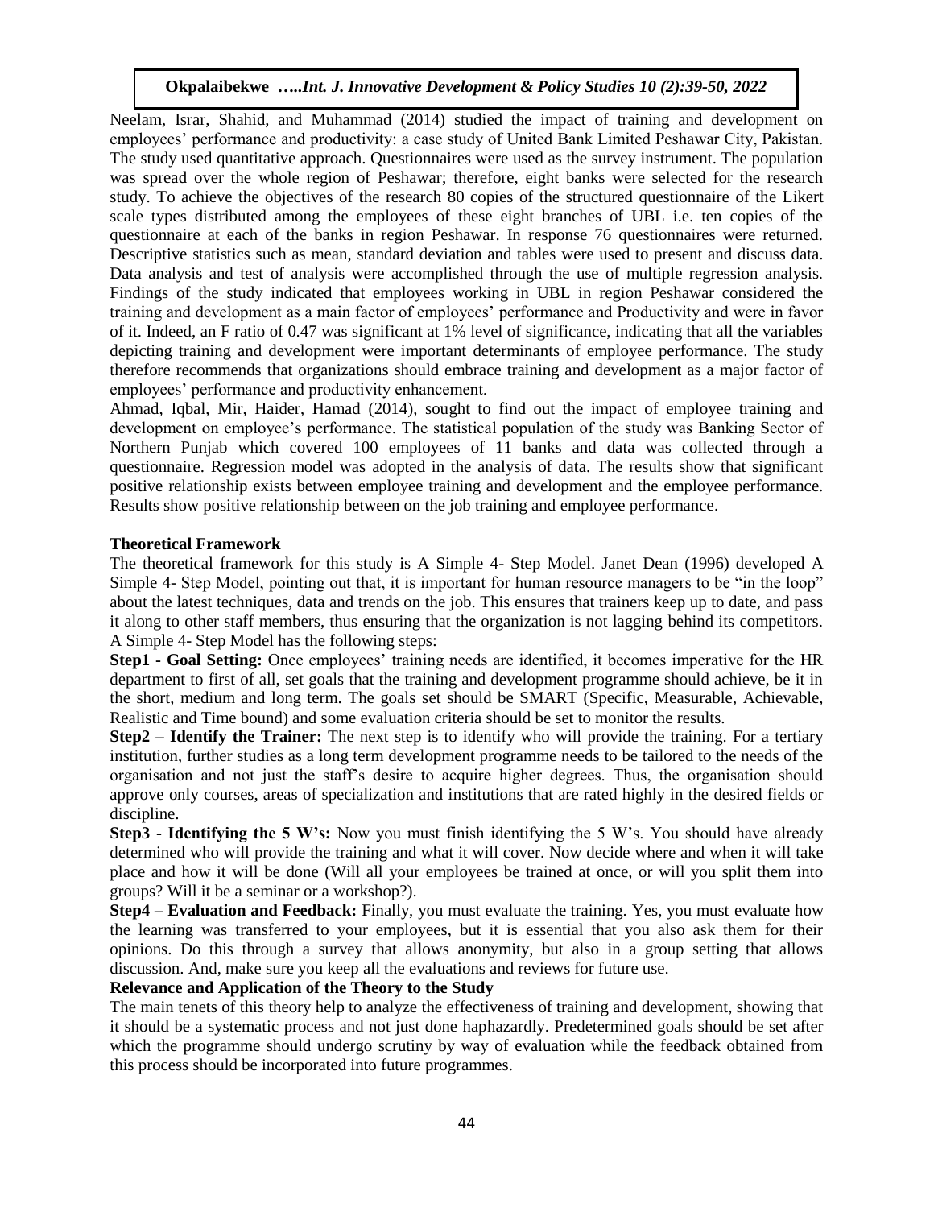Neelam, Israr, Shahid, and Muhammad (2014) studied the impact of training and development on employees' performance and productivity: a case study of United Bank Limited Peshawar City, Pakistan. The study used quantitative approach. Questionnaires were used as the survey instrument. The population was spread over the whole region of Peshawar; therefore, eight banks were selected for the research study. To achieve the objectives of the research 80 copies of the structured questionnaire of the Likert scale types distributed among the employees of these eight branches of UBL i.e. ten copies of the questionnaire at each of the banks in region Peshawar. In response 76 questionnaires were returned. Descriptive statistics such as mean, standard deviation and tables were used to present and discuss data. Data analysis and test of analysis were accomplished through the use of multiple regression analysis. Findings of the study indicated that employees working in UBL in region Peshawar considered the training and development as a main factor of employees' performance and Productivity and were in favor of it. Indeed, an F ratio of 0.47 was significant at 1% level of significance, indicating that all the variables depicting training and development were important determinants of employee performance. The study therefore recommends that organizations should embrace training and development as a major factor of employees' performance and productivity enhancement.

Ahmad, Iqbal, Mir, Haider, Hamad (2014), sought to find out the impact of employee training and development on employee's performance. The statistical population of the study was Banking Sector of Northern Punjab which covered 100 employees of 11 banks and data was collected through a questionnaire. Regression model was adopted in the analysis of data. The results show that significant positive relationship exists between employee training and development and the employee performance. Results show positive relationship between on the job training and employee performance.

## Theoretical Framework

The theoretical framework for this study is A Simple 4- Step Model. Janet Dean (1996) developed A Simple 4- Step Model, pointing out that, it is important for human resource managers to be "in the loop" about the latest techniques, data and trends on the job. This ensures that trainers keep up to date, and pass it along to other staff members, thus ensuring that the organization is not lagging behind its competitors. A Simple 4- Step Model has the following steps:

**Step1 - Goal Setting:** Once employees' training needs are identified, it becomes imperative for the HR department to first of all, set goals that the training and development programme should achieve, be it in the short, medium and long term. The goals set should be SMART (Specific, Measurable, Achievable, Realistic and Time bound) and some evaluation criteria should be set to monitor the results.

**Step2 – Identify the Trainer:** The next step is to identify who will provide the training. For a tertiary institution, further studies as a long term development programme needs to be tailored to the needs of the organisation and not just the staff's desire to acquire higher degrees. Thus, the organisation should approve only courses, areas of specialization and institutions that are rated highly in the desired fields or discipline.

**Step3 - Identifying the 5 W's:** Now you must finish identifying the 5 W's. You should have already determined who will provide the training and what it will cover. Now decide where and when it will take place and how it will be done (Will all your employees be trained at once, or will you split them into groups? Will it be a seminar or a workshop?).

**Step4 – Evaluation and Feedback:** Finally, you must evaluate the training. Yes, you must evaluate how the learning was transferred to your employees, but it is essential that you also ask them for their opinions. Do this through a survey that allows anonymity, but also in a group setting that allows discussion. And, make sure you keep all the evaluations and reviews for future use.

## Relevance and Application of the Theory to the Study

The main tenets of this theory help to analyze the effectiveness of training and development, showing that it should be a systematic process and not just done haphazardly. Predetermined goals should be set after which the programme should undergo scrutiny by way of evaluation while the feedback obtained from this process should be incorporated into future programmes.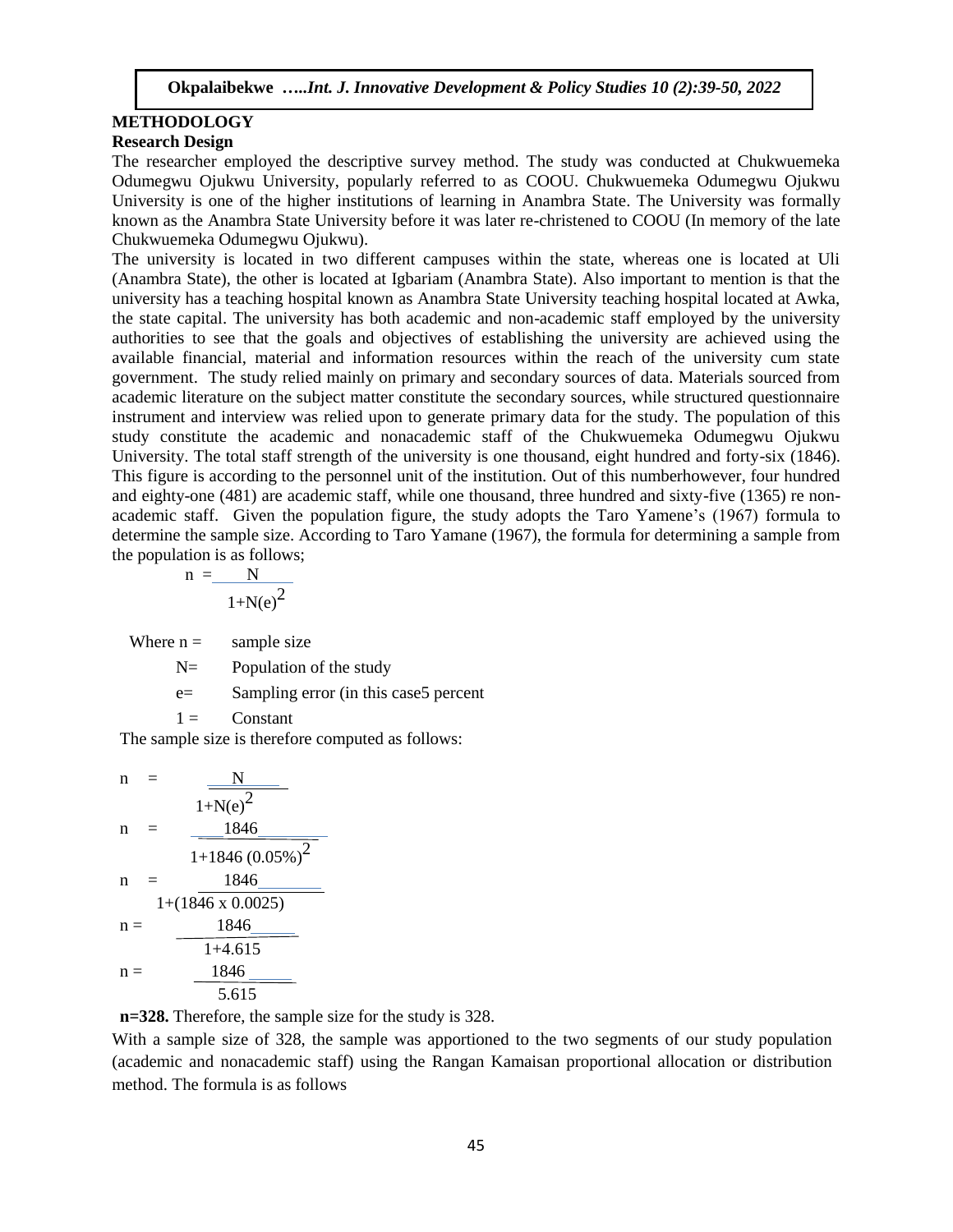## METHODOLOGY

### Research Design

The researcher employed the descriptive survey method. The study was conducted at Chukwuemeka Odumegwu Ojukwu University, popularly referred to as COOU. Chukwuemeka Odumegwu Ojukwu University is one of the higher institutions of learning in Anambra State. The University was formally known as the Anambra State University before it was later re-christened to COOU (In memory of the late Chukwuemeka Odumegwu Ojukwu).

The university is located in two different campuses within the state, whereas one is located at Uli (Anambra State), the other is located at Igbariam (Anambra State). Also important to mention is that the university has a teaching hospital known as Anambra State University teaching hospital located at Awka, the state capital. The university has both academic and non-academic staff employed by the university authorities to see that the goals and objectives of establishing the university are achieved using the available financial, material and information resources within the reach of the university cum state government. The study relied mainly on primary and secondary sources of data. Materials sourced from academic literature on the subject matter constitute the secondary sources, while structured questionnaire instrument and interview was relied upon to generate primary data for the study. The population of this study constitute the academic and nonacademic staff of the Chukwuemeka Odumegwu Ojukwu University. The total staff strength of the university is one thousand, eight hundred and forty-six (1846). This figure is according to the personnel unit of the institution. Out of this numberhowever, four hundred and eighty-one (481) are academic staff, while one thousand, three hundred and sixty-five (1365) re non-academic staff. Given the population figure, the study adopts the Taro Yamene's (1967) formula to determine the sample size. According to Taro Yamane (1967), the formula for determining a sample from the population is as follows;

$$n = \frac{N}{1+N(e)^2}$$

Where n = sample size

N= Population of the study

e= Sampling error (in this case5 percent

1 = Constant

The sample size is therefore computed as follows:

$$n = \frac{N}{1+N(e)^2}$$

$$n = \frac{1846}{1+1846\ (0.05\%)^2}$$

$$n = \frac{1846}{1+(1846 \times 0.0025)}$$

$$n = \frac{1846}{1+4.615}$$

$$n = \frac{1846}{5.615}$$

**n=328.** Therefore, the sample size for the study is 328.

With a sample size of 328, the sample was apportioned to the two segments of our study population (academic and nonacademic staff) using the Rangan Kamaisan proportional allocation or distribution method. The formula is as follows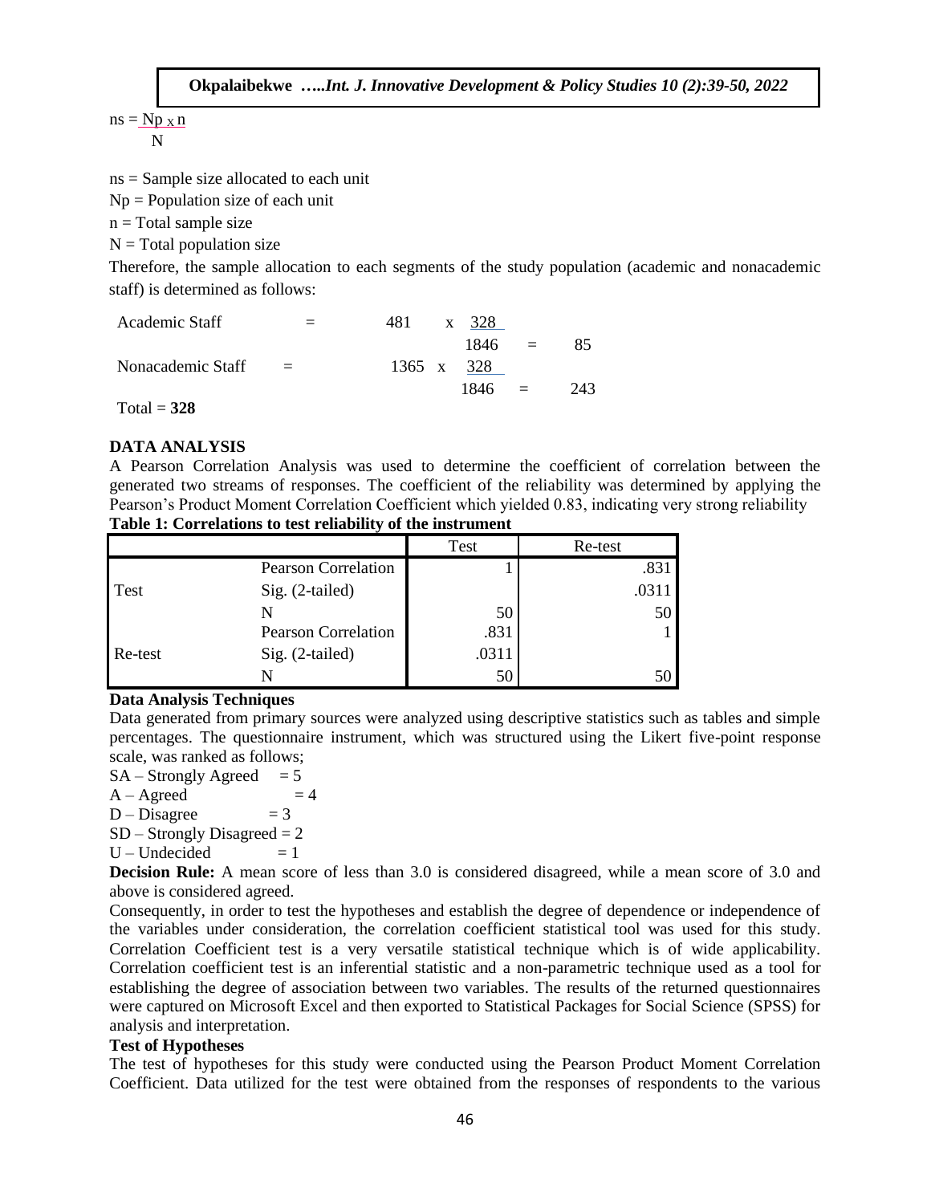$$ns = \frac{Np \times n}{N}$$

ns = Sample size allocated to each unit

Np = Population size of each unit

n = Total sample size

N = Total population size

Therefore, the sample allocation to each segments of the study population (academic and nonacademic staff) is determined as follows:

$$\text{Academic Staff} = \frac{481 \times 328}{1846} = 85$$

$$\text{Nonacademic Staff} = \frac{1365 \times 328}{1846} = 243$$

Total = **328**

### DATA ANALYSIS

A Pearson Correlation Analysis was used to determine the coefficient of correlation between the generated two streams of responses. The coefficient of the reliability was determined by applying the Pearson's Product Moment Correlation Coefficient which yielded 0.83, indicating very strong reliability

**Table 1: Correlations to test reliability of the instrument**

| | | Test | Re-test |
|---|---|---|---|
| Test | Pearson Correlation | 1 | .831 |
| | Sig. (2-tailed) | | .0311 |
| | N | 50 | 50 |
| Re-test | Pearson Correlation | .831 | 1 |
| | Sig. (2-tailed) | .0311 | |
| | N | 50 | 50 |

**Data Analysis Techniques**

Data generated from primary sources were analyzed using descriptive statistics such as tables and simple percentages. The questionnaire instrument, which was structured using the Likert five-point response scale, was ranked as follows;

SA – Strongly Agreed = 5
A – Agreed = 4
D – Disagree = 3
SD – Strongly Disagreed = 2
U – Undecided = 1

**Decision Rule:** A mean score of less than 3.0 is considered disagreed, while a mean score of 3.0 and above is considered agreed.

Consequently, in order to test the hypotheses and establish the degree of dependence or independence of the variables under consideration, the correlation coefficient statistical tool was used for this study. Correlation Coefficient test is a very versatile statistical technique which is of wide applicability. Correlation coefficient test is an inferential statistic and a non-parametric technique used as a tool for establishing the degree of association between two variables. The results of the returned questionnaires were captured on Microsoft Excel and then exported to Statistical Packages for Social Science (SPSS) for analysis and interpretation.

**Test of Hypotheses**

The test of hypotheses for this study were conducted using the Pearson Product Moment Correlation Coefficient. Data utilized for the test were obtained from the responses of respondents to the various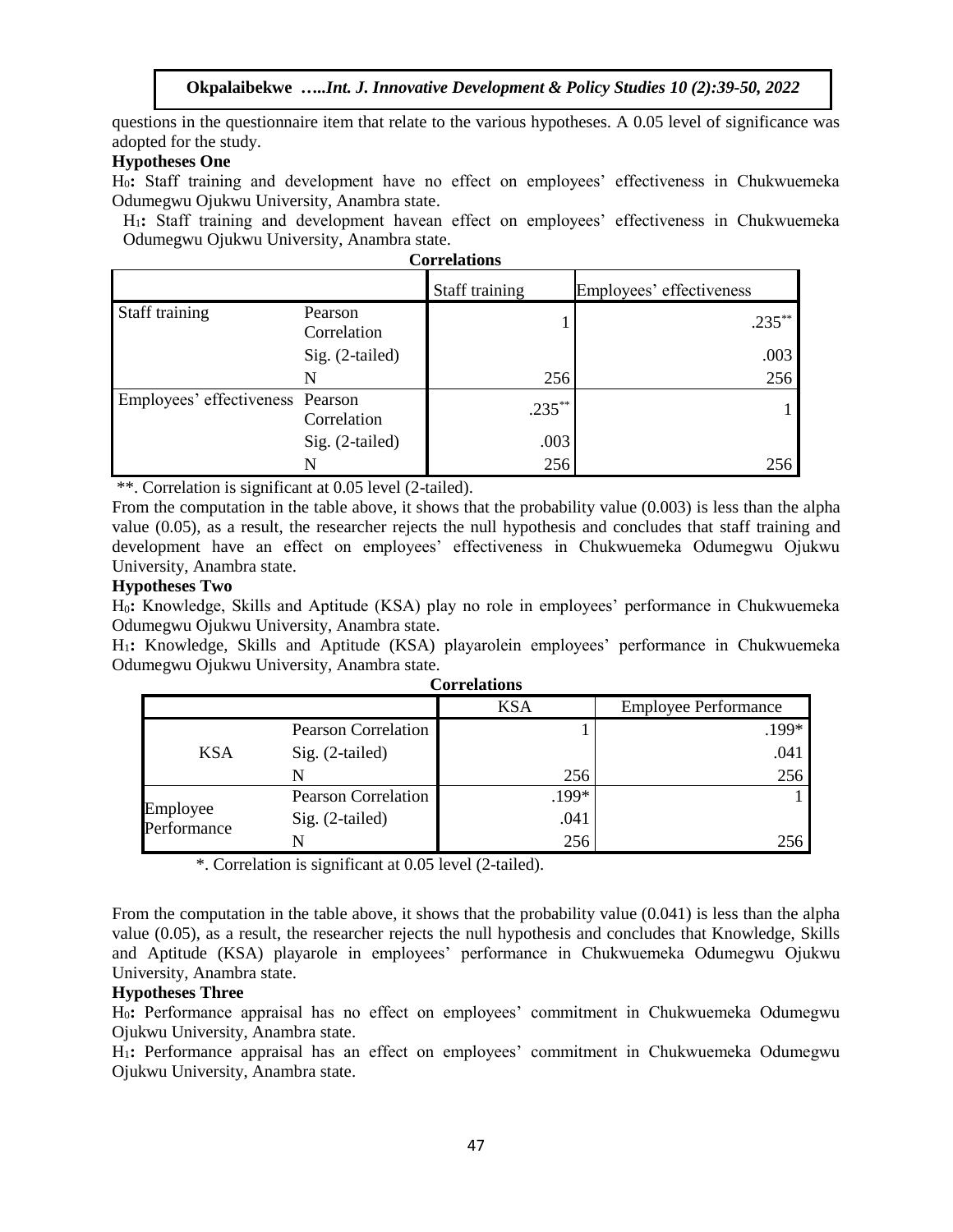questions in the questionnaire item that relate to the various hypotheses. A 0.05 level of significance was adopted for the study.

**Hypotheses One**

$H_0$**:** Staff training and development have no effect on employees' effectiveness in Chukwuemeka Odumegwu Ojukwu University, Anambra state.

$H_1$**:** Staff training and development havean effect on employees' effectiveness in Chukwuemeka Odumegwu Ojukwu University, Anambra state.

**Correlations**

| | | Staff training | Employees' effectiveness |
|---|---|---|---|
| Staff training | Pearson Correlation | 1 | .235** |
| | Sig. (2-tailed) | | .003 |
| | N | 256 | 256 |
| Employees' effectiveness | Pearson Correlation | .235** | 1 |
| | Sig. (2-tailed) | .003 | |
| | N | 256 | 256 |

**. Correlation is significant at 0.05 level (2-tailed).

From the computation in the table above, it shows that the probability value (0.003) is less than the alpha value (0.05), as a result, the researcher rejects the null hypothesis and concludes that staff training and development have an effect on employees' effectiveness in Chukwuemeka Odumegwu Ojukwu University, Anambra state.

**Hypotheses Two**

$H_0$**:** Knowledge, Skills and Aptitude (KSA) play no role in employees' performance in Chukwuemeka Odumegwu Ojukwu University, Anambra state.

$H_1$**:** Knowledge, Skills and Aptitude (KSA) playarolein employees' performance in Chukwuemeka Odumegwu Ojukwu University, Anambra state.

**Correlations**

| | | KSA | Employee Performance |
|---|---|---|---|
| KSA | Pearson Correlation | 1 | .199* |
| | Sig. (2-tailed) | | .041 |
| | N | 256 | 256 |
| Employee Performance | Pearson Correlation | .199* | 1 |
| | Sig. (2-tailed) | .041 | |
| | N | 256 | 256 |

*. Correlation is significant at 0.05 level (2-tailed).

From the computation in the table above, it shows that the probability value (0.041) is less than the alpha value (0.05), as a result, the researcher rejects the null hypothesis and concludes that Knowledge, Skills and Aptitude (KSA) playarole in employees' performance in Chukwuemeka Odumegwu Ojukwu University, Anambra state.

**Hypotheses Three**

$H_0$**:** Performance appraisal has no effect on employees' commitment in Chukwuemeka Odumegwu Ojukwu University, Anambra state.

$H_1$**:** Performance appraisal has an effect on employees' commitment in Chukwuemeka Odumegwu Ojukwu University, Anambra state.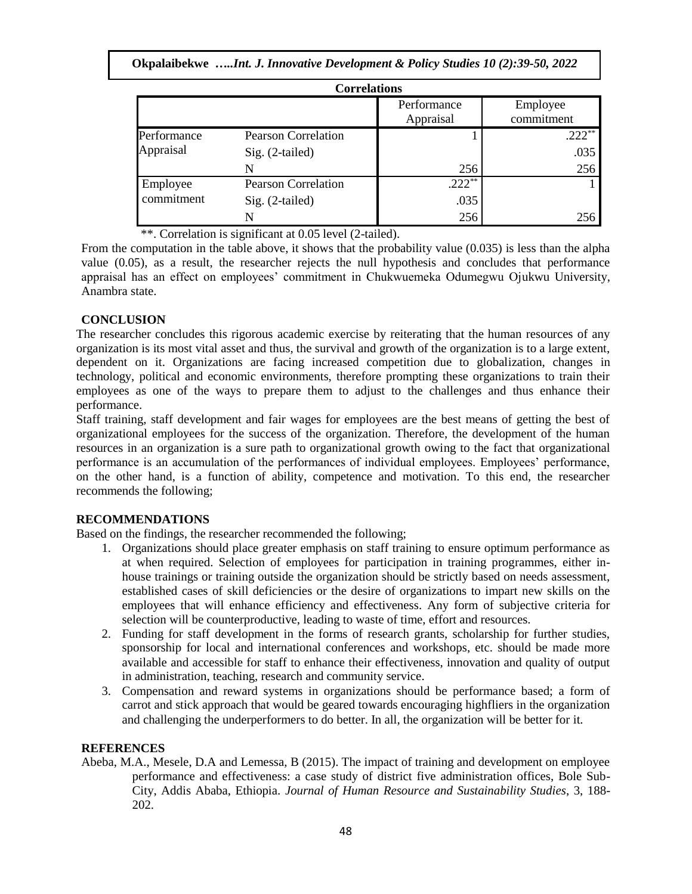**Correlations**

| | | Performance Appraisal | Employee commitment |
|---|---|---|---|
| Performance Appraisal | Pearson Correlation | 1 | .222** |
| | Sig. (2-tailed) | | .035 |
| | N | 256 | 256 |
| Employee commitment | Pearson Correlation | .222** | 1 |
| | Sig. (2-tailed) | .035 | |
| | N | 256 | 256 |

**. Correlation is significant at 0.05 level (2-tailed).

From the computation in the table above, it shows that the probability value (0.035) is less than the alpha value (0.05), as a result, the researcher rejects the null hypothesis and concludes that performance appraisal has an effect on employees' commitment in Chukwuemeka Odumegwu Ojukwu University, Anambra state.

## CONCLUSION

The researcher concludes this rigorous academic exercise by reiterating that the human resources of any organization is its most vital asset and thus, the survival and growth of the organization is to a large extent, dependent on it. Organizations are facing increased competition due to globalization, changes in technology, political and economic environments, therefore prompting these organizations to train their employees as one of the ways to prepare them to adjust to the challenges and thus enhance their performance.

Staff training, staff development and fair wages for employees are the best means of getting the best of organizational employees for the success of the organization. Therefore, the development of the human resources in an organization is a sure path to organizational growth owing to the fact that organizational performance is an accumulation of the performances of individual employees. Employees' performance, on the other hand, is a function of ability, competence and motivation. To this end, the researcher recommends the following;

## RECOMMENDATIONS

Based on the findings, the researcher recommended the following;

1. Organizations should place greater emphasis on staff training to ensure optimum performance as at when required. Selection of employees for participation in training programmes, either in-house trainings or training outside the organization should be strictly based on needs assessment, established cases of skill deficiencies or the desire of organizations to impart new skills on the employees that will enhance efficiency and effectiveness. Any form of subjective criteria for selection will be counterproductive, leading to waste of time, effort and resources.
2. Funding for staff development in the forms of research grants, scholarship for further studies, sponsorship for local and international conferences and workshops, etc. should be made more available and accessible for staff to enhance their effectiveness, innovation and quality of output in administration, teaching, research and community service.
3. Compensation and reward systems in organizations should be performance based; a form of carrot and stick approach that would be geared towards encouraging highfliers in the organization and challenging the underperformers to do better. In all, the organization will be better for it.

## REFERENCES

Abeba, M.A., Mesele, D.A and Lemessa, B (2015). The impact of training and development on employee performance and effectiveness: a case study of district five administration offices, Bole Sub-City, Addis Ababa, Ethiopia. *Journal of Human Resource and Sustainability Studies*, 3, 188-202.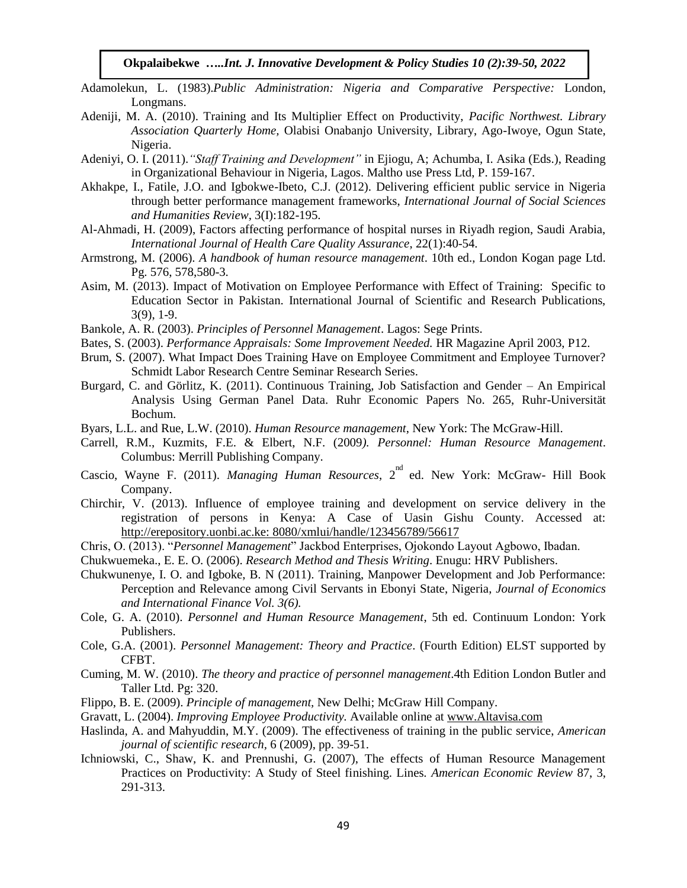Adamolekun, L. (1983).*Public Administration: Nigeria and Comparative Perspective:* London, Longmans.

Adeniji, M. A. (2010). Training and Its Multiplier Effect on Productivity, *Pacific Northwest. Library Association Quarterly Home,* Olabisi Onabanjo University, Library, Ago-Iwoye, Ogun State, Nigeria.

Adeniyi, O. I. (2011).*"Staff Training and Development"* in Ejiogu, A; Achumba, I. Asika (Eds.), Reading in Organizational Behaviour in Nigeria, Lagos. Maltho use Press Ltd, P. 159-167.

Akhakpe, I., Fatile, J.O. and Igbokwe-Ibeto, C.J. (2012). Delivering efficient public service in Nigeria through better performance management frameworks, *International Journal of Social Sciences and Humanities Review,* 3(I):182-195.

Al-Ahmadi, H. (2009), Factors affecting performance of hospital nurses in Riyadh region, Saudi Arabia, *International Journal of Health Care Quality Assurance,* 22(1):40-54.

Armstrong, M. (2006). *A handbook of human resource management*. 10th ed., London Kogan page Ltd. Pg. 576, 578,580-3.

Asim, M. (2013). Impact of Motivation on Employee Performance with Effect of Training: Specific to Education Sector in Pakistan. International Journal of Scientific and Research Publications, 3(9), 1-9.

Bankole, A. R. (2003). *Principles of Personnel Management*. Lagos: Sege Prints.

Bates, S. (2003). *Performance Appraisals: Some Improvement Needed.* HR Magazine April 2003, P12.

Brum, S. (2007). What Impact Does Training Have on Employee Commitment and Employee Turnover? Schmidt Labor Research Centre Seminar Research Series.

Burgard, C. and Görlitz, K. (2011). Continuous Training, Job Satisfaction and Gender – An Empirical Analysis Using German Panel Data. Ruhr Economic Papers No. 265, Ruhr-Universität Bochum.

Byars, L.L. and Rue, L.W. (2010). *Human Resource management*, New York: The McGraw-Hill.

Carrell, R.M., Kuzmits, F.E. & Elbert, N.F. (2009*). Personnel: Human Resource Management*. Columbus: Merrill Publishing Company.

Cascio, Wayne F. (2011). *Managing Human Resources*, 2nd ed. New York: McGraw- Hill Book Company.

Chirchir, V. (2013). Influence of employee training and development on service delivery in the registration of persons in Kenya: A Case of Uasin Gishu County. Accessed at: http://erepository.uonbi.ac.ke: 8080/xmlui/handle/123456789/56617

Chris, O. (2013). "*Personnel Management*" Jackbod Enterprises, Ojokondo Layout Agbowo, Ibadan.

Chukwuemeka., E. E. O. (2006). *Research Method and Thesis Writing*. Enugu: HRV Publishers.

Chukwunenye, I. O. and Igboke, B. N (2011). Training, Manpower Development and Job Performance: Perception and Relevance among Civil Servants in Ebonyi State, Nigeria, *Journal of Economics and International Finance Vol. 3(6).*

Cole, G. A. (2010). *Personnel and Human Resource Management*, 5th ed. Continuum London: York Publishers.

Cole, G.A. (2001). *Personnel Management: Theory and Practice*. (Fourth Edition) ELST supported by CFBT.

Cuming, M. W. (2010). *The theory and practice of personnel management*.4th Edition London Butler and Taller Ltd. Pg: 320.

Flippo, B. E. (2009). *Principle of management*, New Delhi; McGraw Hill Company.

Gravatt, L. (2004). *Improving Employee Productivity.* Available online at www.Altavisa.com

Haslinda, A. and Mahyuddin, M.Y. (2009). The effectiveness of training in the public service, *American journal of scientific research*, 6 (2009), pp. 39-51.

Ichniowski, C., Shaw, K. and Prennushi, G. (2007), The effects of Human Resource Management Practices on Productivity: A Study of Steel finishing. Lines*. American Economic Review* 87, 3, 291-313.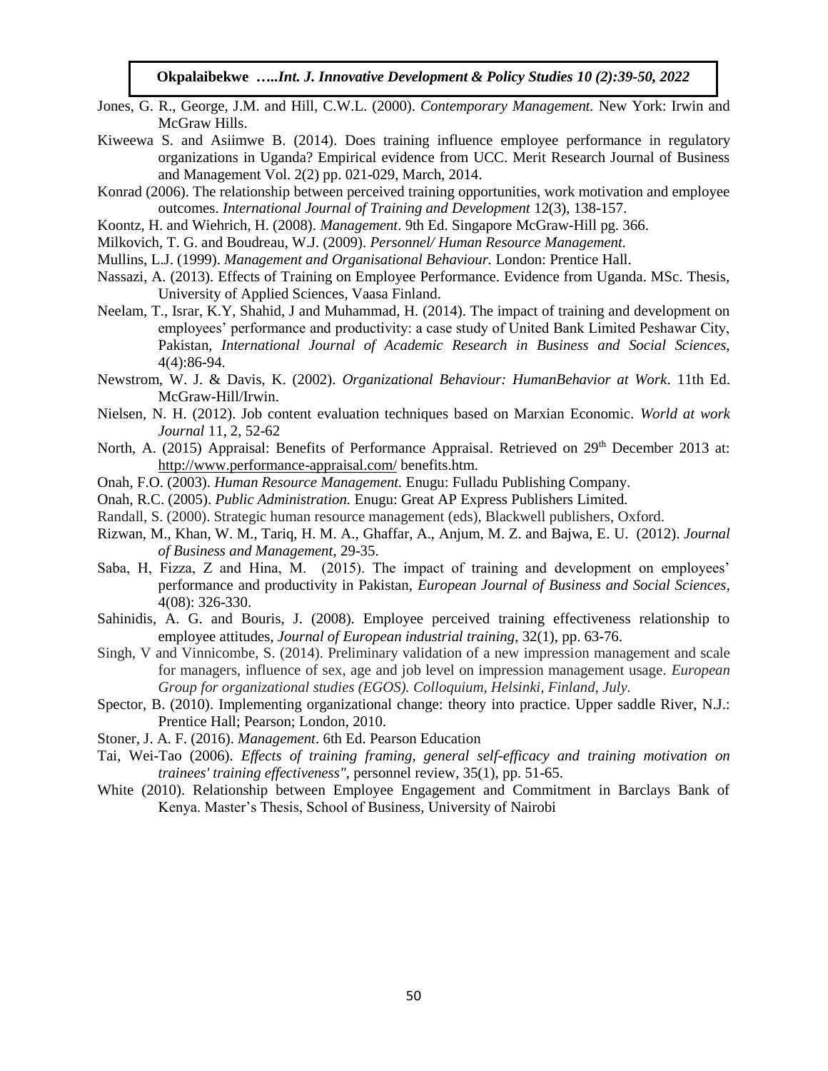Jones, G. R., George, J.M. and Hill, C.W.L. (2000). *Contemporary Management.* New York: Irwin and McGraw Hills.

Kiweewa S. and Asiimwe B. (2014). Does training influence employee performance in regulatory organizations in Uganda? Empirical evidence from UCC. Merit Research Journal of Business and Management Vol. 2(2) pp. 021-029, March, 2014.

Konrad (2006). The relationship between perceived training opportunities, work motivation and employee outcomes. *International Journal of Training and Development* 12(3), 138-157.

Koontz, H. and Wiehrich, H. (2008). *Management*. 9th Ed. Singapore McGraw-Hill pg. 366.

Milkovich, T. G. and Boudreau, W.J. (2009). *Personnel/ Human Resource Management.*

Mullins, L.J. (1999). *Management and Organisational Behaviour.* London: Prentice Hall.

Nassazi, A. (2013). Effects of Training on Employee Performance. Evidence from Uganda. MSc. Thesis, University of Applied Sciences, Vaasa Finland.

Neelam, T., Israr, K.Y, Shahid, J and Muhammad, H. (2014). The impact of training and development on employees' performance and productivity: a case study of United Bank Limited Peshawar City, Pakistan, *International Journal of Academic Research in Business and Social Sciences,* 4(4):86-94.

Newstrom, W. J. & Davis, K. (2002). *Organizational Behaviour: HumanBehavior at Work*. 11th Ed. McGraw-Hill/Irwin.

Nielsen, N. H. (2012). Job content evaluation techniques based on Marxian Economic. *World at work Journal* 11, 2, 52-62

North, A. (2015) Appraisal: Benefits of Performance Appraisal. Retrieved on 29th December 2013 at: http://www.performance-appraisal.com/ benefits.htm.

Onah, F.O. (2003). *Human Resource Management.* Enugu: Fulladu Publishing Company.

Onah, R.C. (2005). *Public Administration.* Enugu: Great AP Express Publishers Limited.

Randall, S. (2000). Strategic human resource management (eds), Blackwell publishers, Oxford.

Rizwan, M., Khan, W. M., Tariq, H. M. A., Ghaffar, A., Anjum, M. Z. and Bajwa, E. U. (2012). *Journal of Business and Management*, 29-35.

Saba, H, Fizza, Z and Hina, M. (2015). The impact of training and development on employees' performance and productivity in Pakistan, *European Journal of Business and Social Sciences,* 4(08): 326-330.

Sahinidis, A. G. and Bouris, J. (2008). Employee perceived training effectiveness relationship to employee attitudes, *Journal of European industrial training,* 32(1), pp. 63-76.

Singh, V and Vinnicombe, S. (2014). Preliminary validation of a new impression management and scale for managers, influence of sex, age and job level on impression management usage. *European Group for organizational studies (EGOS). Colloquium, Helsinki, Finland, July.*

Spector, B. (2010). Implementing organizational change: theory into practice. Upper saddle River, N.J.: Prentice Hall; Pearson; London, 2010.

Stoner, J. A. F. (2016). *Management*. 6th Ed. Pearson Education

Tai, Wei-Tao (2006). *Effects of training framing, general self-efficacy and training motivation on trainees' training effectiveness"*, personnel review, 35(1), pp. 51-65.

White (2010). Relationship between Employee Engagement and Commitment in Barclays Bank of Kenya. Master's Thesis, School of Business, University of Nairobi